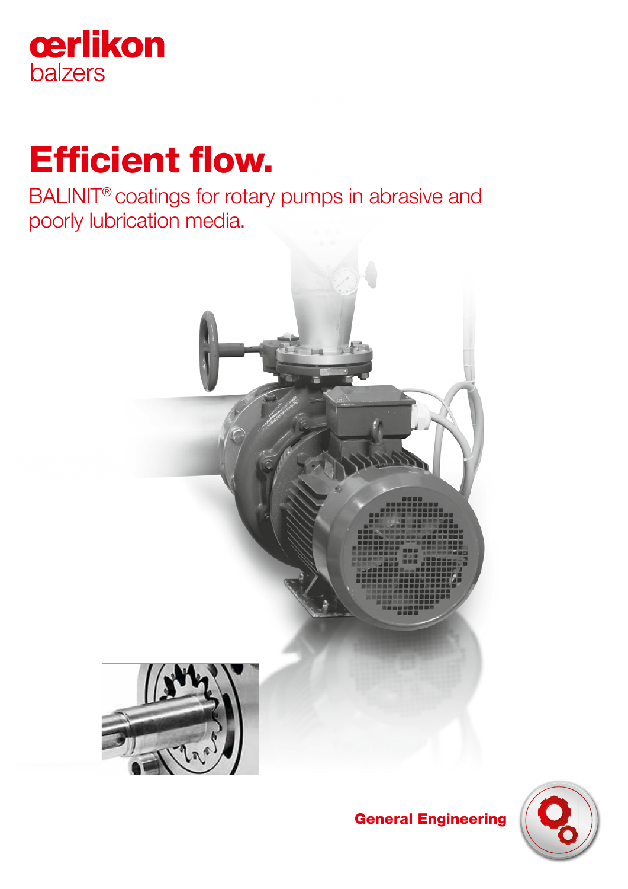oerlikon
balzers

# Efficient flow.

BALINIT® coatings for rotary pumps in abrasive and poorly lubrication media.

General Engineering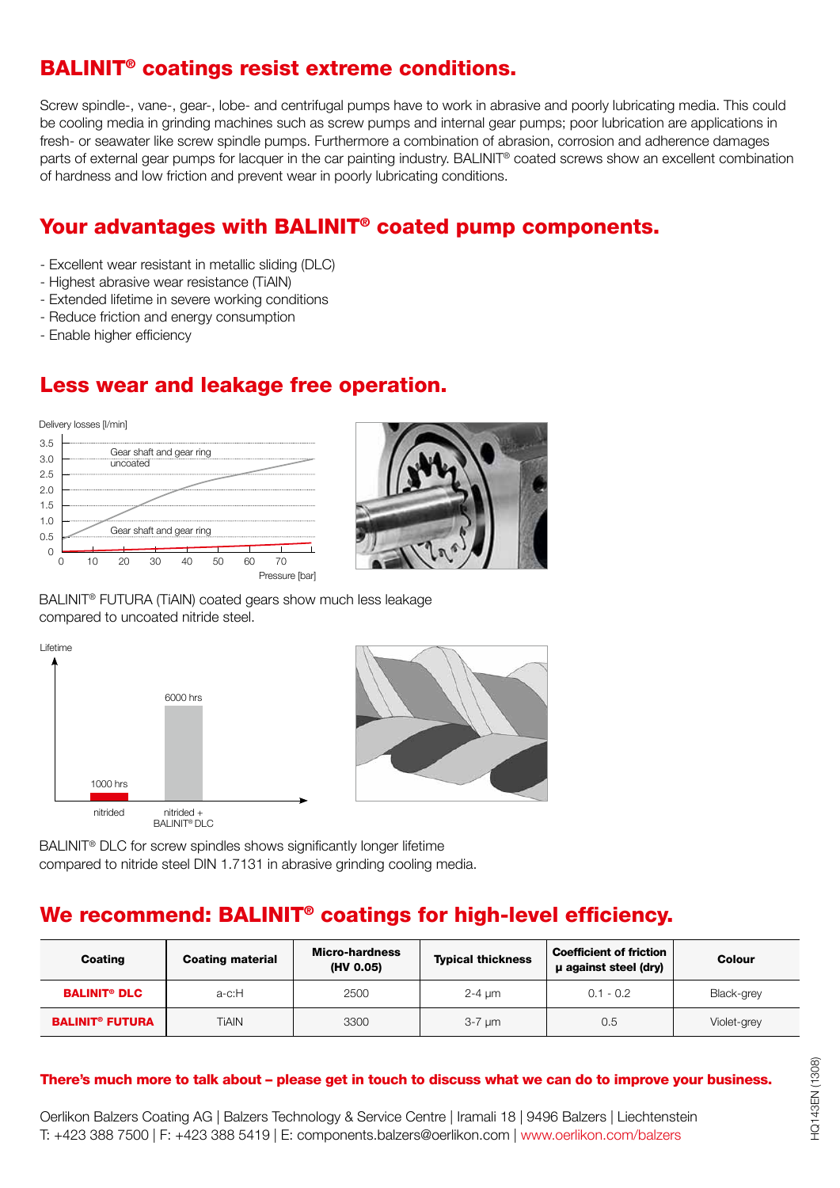## BALINIT® coatings resist extreme conditions.

Screw spindle-, vane-, gear-, lobe- and centrifugal pumps have to work in abrasive and poorly lubricating media. This could be cooling media in grinding machines such as screw pumps and internal gear pumps; poor lubrication are applications in fresh- or seawater like screw spindle pumps. Furthermore a combination of abrasion, corrosion and adherence damages parts of external gear pumps for lacquer in the car painting industry. BALINIT® coated screws show an excellent combination of hardness and low friction and prevent wear in poorly lubricating conditions.

## Your advantages with BALINIT® coated pump components.

- Excellent wear resistant in metallic sliding (DLC)
- Highest abrasive wear resistance (TiAlN)
- Extended lifetime in severe working conditions
- Reduce friction and energy consumption
- Enable higher efficiency

## Less wear and leakage free operation.

Delivery losses [l/min]
3.5
3.0
2.5
2.0
1.5
1.0
0.5
0
0 10 20 30 40 50 60 70
Pressure [bar]
Gear shaft and gear ring uncoated
Gear shaft and gear ring

BALINIT® FUTURA (TiAlN) coated gears show much less leakage compared to uncoated nitride steel.

Lifetime
1000 hrs
6000 hrs
nitrided
nitrided + BALINIT® DLC

BALINIT® DLC for screw spindles shows significantly longer lifetime compared to nitride steel DIN 1.7131 in abrasive grinding cooling media.

## We recommend: BALINIT® coatings for high-level efficiency.

| Coating | Coating material | Micro-hardness (HV 0.05) | Typical thickness | Coefficient of friction µ against steel (dry) | Colour |
|---|---|---|---|---|---|
| **BALINIT® DLC** | a-c:H | 2500 | 2-4 µm | 0.1 - 0.2 | Black-grey |
| **BALINIT® FUTURA** | TiAlN | 3300 | 3-7 µm | 0.5 | Violet-grey |

**There's much more to talk about – please get in touch to discuss what we can do to improve your business.**

Oerlikon Balzers Coating AG | Balzers Technology & Service Centre | Iramali 18 | 9496 Balzers | Liechtenstein
T: +423 388 7500 | F: +423 388 5419 | E: components.balzers@oerlikon.com | www.oerlikon.com/balzers

HQ143EN (1308)